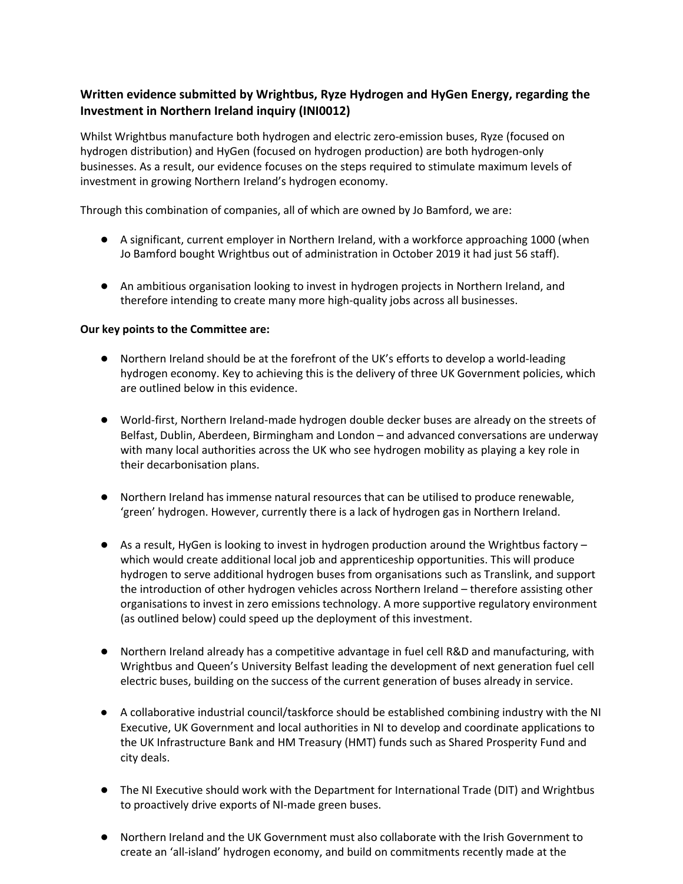### Written evidence submitted by Wrightbus, Ryze Hydrogen and HyGen Energy, regarding the Investment in Northern Ireland inquiry (INI0012)

Whilst Wrightbus manufacture both hydrogen and electric zero-emission buses, Ryze (focused on hydrogen distribution) and HyGen (focused on hydrogen production) are both hydrogen-only businesses. As a result, our evidence focuses on the steps required to stimulate maximum levels of investment in growing Northern Ireland's hydrogen economy.

Through this combination of companies, all of which are owned by Jo Bamford, we are:

- A significant, current employer in Northern Ireland, with a workforce approaching 1000 (when Jo Bamford bought Wrightbus out of administration in October 2019 it had just 56 staff).
- An ambitious organisation looking to invest in hydrogen projects in Northern Ireland, and therefore intending to create many more high-quality jobs across all businesses.

**Our key points to the Committee are:**

- Northern Ireland should be at the forefront of the UK's efforts to develop a world-leading hydrogen economy. Key to achieving this is the delivery of three UK Government policies, which are outlined below in this evidence.
- World-first, Northern Ireland-made hydrogen double decker buses are already on the streets of Belfast, Dublin, Aberdeen, Birmingham and London – and advanced conversations are underway with many local authorities across the UK who see hydrogen mobility as playing a key role in their decarbonisation plans.
- Northern Ireland has immense natural resources that can be utilised to produce renewable, 'green' hydrogen. However, currently there is a lack of hydrogen gas in Northern Ireland.
- As a result, HyGen is looking to invest in hydrogen production around the Wrightbus factory – which would create additional local job and apprenticeship opportunities. This will produce hydrogen to serve additional hydrogen buses from organisations such as Translink, and support the introduction of other hydrogen vehicles across Northern Ireland – therefore assisting other organisations to invest in zero emissions technology. A more supportive regulatory environment (as outlined below) could speed up the deployment of this investment.
- Northern Ireland already has a competitive advantage in fuel cell R&D and manufacturing, with Wrightbus and Queen's University Belfast leading the development of next generation fuel cell electric buses, building on the success of the current generation of buses already in service.
- A collaborative industrial council/taskforce should be established combining industry with the NI Executive, UK Government and local authorities in NI to develop and coordinate applications to the UK Infrastructure Bank and HM Treasury (HMT) funds such as Shared Prosperity Fund and city deals.
- The NI Executive should work with the Department for International Trade (DIT) and Wrightbus to proactively drive exports of NI-made green buses.
- Northern Ireland and the UK Government must also collaborate with the Irish Government to create an 'all-island' hydrogen economy, and build on commitments recently made at the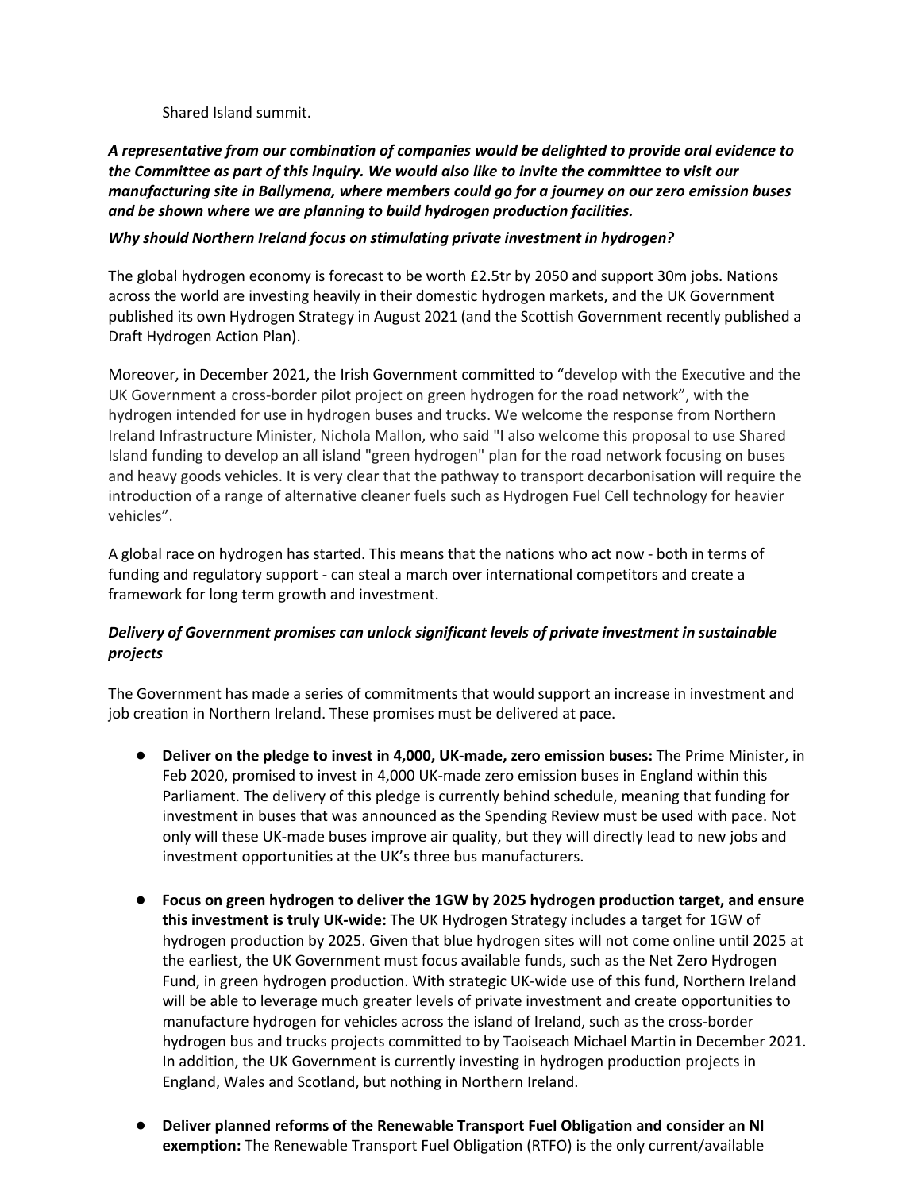Shared Island summit.

***A representative from our combination of companies would be delighted to provide oral evidence to the Committee as part of this inquiry. We would also like to invite the committee to visit our manufacturing site in Ballymena, where members could go for a journey on our zero emission buses and be shown where we are planning to build hydrogen production facilities.***

***Why should Northern Ireland focus on stimulating private investment in hydrogen?***

The global hydrogen economy is forecast to be worth £2.5tr by 2050 and support 30m jobs. Nations across the world are investing heavily in their domestic hydrogen markets, and the UK Government published its own Hydrogen Strategy in August 2021 (and the Scottish Government recently published a Draft Hydrogen Action Plan).

Moreover, in December 2021, the Irish Government committed to "develop with the Executive and the UK Government a cross-border pilot project on green hydrogen for the road network", with the hydrogen intended for use in hydrogen buses and trucks. We welcome the response from Northern Ireland Infrastructure Minister, Nichola Mallon, who said "I also welcome this proposal to use Shared Island funding to develop an all island "green hydrogen" plan for the road network focusing on buses and heavy goods vehicles. It is very clear that the pathway to transport decarbonisation will require the introduction of a range of alternative cleaner fuels such as Hydrogen Fuel Cell technology for heavier vehicles".

A global race on hydrogen has started. This means that the nations who act now - both in terms of funding and regulatory support - can steal a march over international competitors and create a framework for long term growth and investment.

***Delivery of Government promises can unlock significant levels of private investment in sustainable projects***

The Government has made a series of commitments that would support an increase in investment and job creation in Northern Ireland. These promises must be delivered at pace.

- **Deliver on the pledge to invest in 4,000, UK-made, zero emission buses:** The Prime Minister, in Feb 2020, promised to invest in 4,000 UK-made zero emission buses in England within this Parliament. The delivery of this pledge is currently behind schedule, meaning that funding for investment in buses that was announced as the Spending Review must be used with pace. Not only will these UK-made buses improve air quality, but they will directly lead to new jobs and investment opportunities at the UK's three bus manufacturers.

- **Focus on green hydrogen to deliver the 1GW by 2025 hydrogen production target, and ensure this investment is truly UK-wide:** The UK Hydrogen Strategy includes a target for 1GW of hydrogen production by 2025. Given that blue hydrogen sites will not come online until 2025 at the earliest, the UK Government must focus available funds, such as the Net Zero Hydrogen Fund, in green hydrogen production. With strategic UK-wide use of this fund, Northern Ireland will be able to leverage much greater levels of private investment and create opportunities to manufacture hydrogen for vehicles across the island of Ireland, such as the cross-border hydrogen bus and trucks projects committed to by Taoiseach Michael Martin in December 2021. In addition, the UK Government is currently investing in hydrogen production projects in England, Wales and Scotland, but nothing in Northern Ireland.

- **Deliver planned reforms of the Renewable Transport Fuel Obligation and consider an NI exemption:** The Renewable Transport Fuel Obligation (RTFO) is the only current/available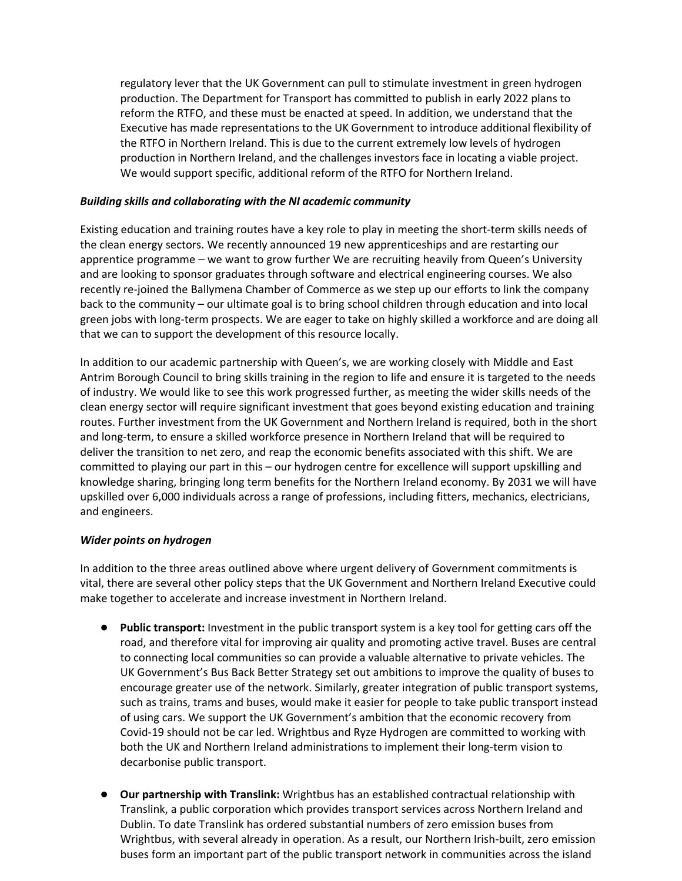regulatory lever that the UK Government can pull to stimulate investment in green hydrogen production. The Department for Transport has committed to publish in early 2022 plans to reform the RTFO, and these must be enacted at speed. In addition, we understand that the Executive has made representations to the UK Government to introduce additional flexibility of the RTFO in Northern Ireland. This is due to the current extremely low levels of hydrogen production in Northern Ireland, and the challenges investors face in locating a viable project. We would support specific, additional reform of the RTFO for Northern Ireland.

***Building skills and collaborating with the NI academic community***

Existing education and training routes have a key role to play in meeting the short-term skills needs of the clean energy sectors. We recently announced 19 new apprenticeships and are restarting our apprentice programme – we want to grow further We are recruiting heavily from Queen's University and are looking to sponsor graduates through software and electrical engineering courses. We also recently re-joined the Ballymena Chamber of Commerce as we step up our efforts to link the company back to the community – our ultimate goal is to bring school children through education and into local green jobs with long-term prospects. We are eager to take on highly skilled a workforce and are doing all that we can to support the development of this resource locally.

In addition to our academic partnership with Queen's, we are working closely with Middle and East Antrim Borough Council to bring skills training in the region to life and ensure it is targeted to the needs of industry. We would like to see this work progressed further, as meeting the wider skills needs of the clean energy sector will require significant investment that goes beyond existing education and training routes. Further investment from the UK Government and Northern Ireland is required, both in the short and long-term, to ensure a skilled workforce presence in Northern Ireland that will be required to deliver the transition to net zero, and reap the economic benefits associated with this shift. We are committed to playing our part in this – our hydrogen centre for excellence will support upskilling and knowledge sharing, bringing long term benefits for the Northern Ireland economy. By 2031 we will have upskilled over 6,000 individuals across a range of professions, including fitters, mechanics, electricians, and engineers.

***Wider points on hydrogen***

In addition to the three areas outlined above where urgent delivery of Government commitments is vital, there are several other policy steps that the UK Government and Northern Ireland Executive could make together to accelerate and increase investment in Northern Ireland.

- **Public transport:** Investment in the public transport system is a key tool for getting cars off the road, and therefore vital for improving air quality and promoting active travel. Buses are central to connecting local communities so can provide a valuable alternative to private vehicles. The UK Government's Bus Back Better Strategy set out ambitions to improve the quality of buses to encourage greater use of the network. Similarly, greater integration of public transport systems, such as trains, trams and buses, would make it easier for people to take public transport instead of using cars. We support the UK Government's ambition that the economic recovery from Covid-19 should not be car led. Wrightbus and Ryze Hydrogen are committed to working with both the UK and Northern Ireland administrations to implement their long-term vision to decarbonise public transport.

- **Our partnership with Translink:** Wrightbus has an established contractual relationship with Translink, a public corporation which provides transport services across Northern Ireland and Dublin. To date Translink has ordered substantial numbers of zero emission buses from Wrightbus, with several already in operation. As a result, our Northern Irish-built, zero emission buses form an important part of the public transport network in communities across the island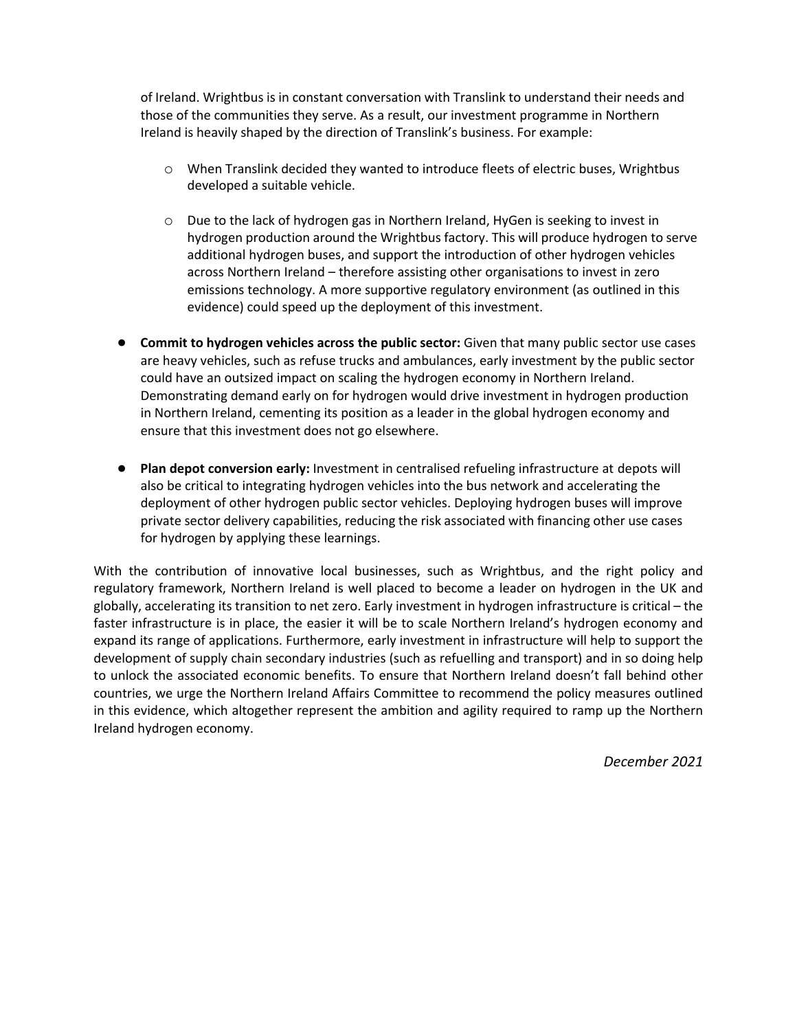of Ireland. Wrightbus is in constant conversation with Translink to understand their needs and those of the communities they serve. As a result, our investment programme in Northern Ireland is heavily shaped by the direction of Translink's business. For example:

- When Translink decided they wanted to introduce fleets of electric buses, Wrightbus developed a suitable vehicle.
- Due to the lack of hydrogen gas in Northern Ireland, HyGen is seeking to invest in hydrogen production around the Wrightbus factory. This will produce hydrogen to serve additional hydrogen buses, and support the introduction of other hydrogen vehicles across Northern Ireland – therefore assisting other organisations to invest in zero emissions technology. A more supportive regulatory environment (as outlined in this evidence) could speed up the deployment of this investment.

- **Commit to hydrogen vehicles across the public sector:** Given that many public sector use cases are heavy vehicles, such as refuse trucks and ambulances, early investment by the public sector could have an outsized impact on scaling the hydrogen economy in Northern Ireland. Demonstrating demand early on for hydrogen would drive investment in hydrogen production in Northern Ireland, cementing its position as a leader in the global hydrogen economy and ensure that this investment does not go elsewhere.

- **Plan depot conversion early:** Investment in centralised refueling infrastructure at depots will also be critical to integrating hydrogen vehicles into the bus network and accelerating the deployment of other hydrogen public sector vehicles. Deploying hydrogen buses will improve private sector delivery capabilities, reducing the risk associated with financing other use cases for hydrogen by applying these learnings.

With the contribution of innovative local businesses, such as Wrightbus, and the right policy and regulatory framework, Northern Ireland is well placed to become a leader on hydrogen in the UK and globally, accelerating its transition to net zero. Early investment in hydrogen infrastructure is critical – the faster infrastructure is in place, the easier it will be to scale Northern Ireland's hydrogen economy and expand its range of applications. Furthermore, early investment in infrastructure will help to support the development of supply chain secondary industries (such as refuelling and transport) and in so doing help to unlock the associated economic benefits. To ensure that Northern Ireland doesn't fall behind other countries, we urge the Northern Ireland Affairs Committee to recommend the policy measures outlined in this evidence, which altogether represent the ambition and agility required to ramp up the Northern Ireland hydrogen economy.

*December 2021*